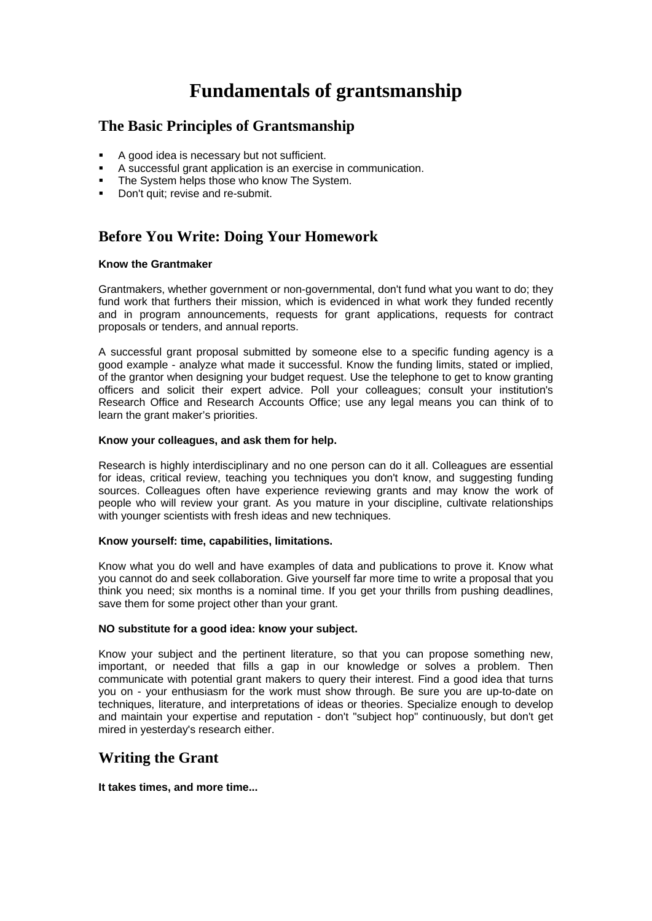# Fundamentals of grantsmanship

## The Basic Principles of Grantsmanship

- A good idea is necessary but not sufficient.
- A successful grant application is an exercise in communication.
- The System helps those who know The System.
- Don't quit; revise and re-submit.

## Before You Write: Doing Your Homework

**Know the Grantmaker**

Grantmakers, whether government or non-governmental, don't fund what you want to do; they fund work that furthers their mission, which is evidenced in what work they funded recently and in program announcements, requests for grant applications, requests for contract proposals or tenders, and annual reports.

A successful grant proposal submitted by someone else to a specific funding agency is a good example - analyze what made it successful. Know the funding limits, stated or implied, of the grantor when designing your budget request. Use the telephone to get to know granting officers and solicit their expert advice. Poll your colleagues; consult your institution's Research Office and Research Accounts Office; use any legal means you can think of to learn the grant maker's priorities.

**Know your colleagues, and ask them for help.**

Research is highly interdisciplinary and no one person can do it all. Colleagues are essential for ideas, critical review, teaching you techniques you don't know, and suggesting funding sources. Colleagues often have experience reviewing grants and may know the work of people who will review your grant. As you mature in your discipline, cultivate relationships with younger scientists with fresh ideas and new techniques.

**Know yourself: time, capabilities, limitations.**

Know what you do well and have examples of data and publications to prove it. Know what you cannot do and seek collaboration. Give yourself far more time to write a proposal that you think you need; six months is a nominal time. If you get your thrills from pushing deadlines, save them for some project other than your grant.

**NO substitute for a good idea: know your subject.**

Know your subject and the pertinent literature, so that you can propose something new, important, or needed that fills a gap in our knowledge or solves a problem. Then communicate with potential grant makers to query their interest. Find a good idea that turns you on - your enthusiasm for the work must show through. Be sure you are up-to-date on techniques, literature, and interpretations of ideas or theories. Specialize enough to develop and maintain your expertise and reputation - don't "subject hop" continuously, but don't get mired in yesterday's research either.

## Writing the Grant

**It takes times, and more time...**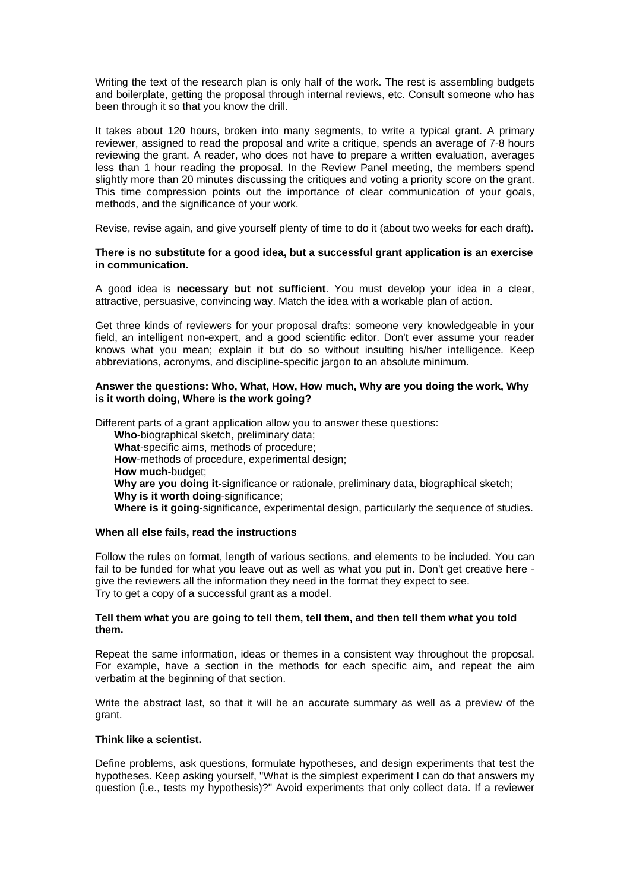Writing the text of the research plan is only half of the work. The rest is assembling budgets and boilerplate, getting the proposal through internal reviews, etc. Consult someone who has been through it so that you know the drill.

It takes about 120 hours, broken into many segments, to write a typical grant. A primary reviewer, assigned to read the proposal and write a critique, spends an average of 7-8 hours reviewing the grant. A reader, who does not have to prepare a written evaluation, averages less than 1 hour reading the proposal. In the Review Panel meeting, the members spend slightly more than 20 minutes discussing the critiques and voting a priority score on the grant. This time compression points out the importance of clear communication of your goals, methods, and the significance of your work.

Revise, revise again, and give yourself plenty of time to do it (about two weeks for each draft).

**There is no substitute for a good idea, but a successful grant application is an exercise in communication.**

A good idea is **necessary but not sufficient**. You must develop your idea in a clear, attractive, persuasive, convincing way. Match the idea with a workable plan of action.

Get three kinds of reviewers for your proposal drafts: someone very knowledgeable in your field, an intelligent non-expert, and a good scientific editor. Don't ever assume your reader knows what you mean; explain it but do so without insulting his/her intelligence. Keep abbreviations, acronyms, and discipline-specific jargon to an absolute minimum.

**Answer the questions: Who, What, How, How much, Why are you doing the work, Why is it worth doing, Where is the work going?**

Different parts of a grant application allow you to answer these questions:

- **Who**-biographical sketch, preliminary data;
- **What**-specific aims, methods of procedure;
- **How**-methods of procedure, experimental design;
- **How much**-budget;
- **Why are you doing it**-significance or rationale, preliminary data, biographical sketch;
- **Why is it worth doing**-significance;
- **Where is it going**-significance, experimental design, particularly the sequence of studies.

**When all else fails, read the instructions**

Follow the rules on format, length of various sections, and elements to be included. You can fail to be funded for what you leave out as well as what you put in. Don't get creative here - give the reviewers all the information they need in the format they expect to see.
Try to get a copy of a successful grant as a model.

**Tell them what you are going to tell them, tell them, and then tell them what you told them.**

Repeat the same information, ideas or themes in a consistent way throughout the proposal. For example, have a section in the methods for each specific aim, and repeat the aim verbatim at the beginning of that section.

Write the abstract last, so that it will be an accurate summary as well as a preview of the grant.

**Think like a scientist.**

Define problems, ask questions, formulate hypotheses, and design experiments that test the hypotheses. Keep asking yourself, "What is the simplest experiment I can do that answers my question (i.e., tests my hypothesis)?" Avoid experiments that only collect data. If a reviewer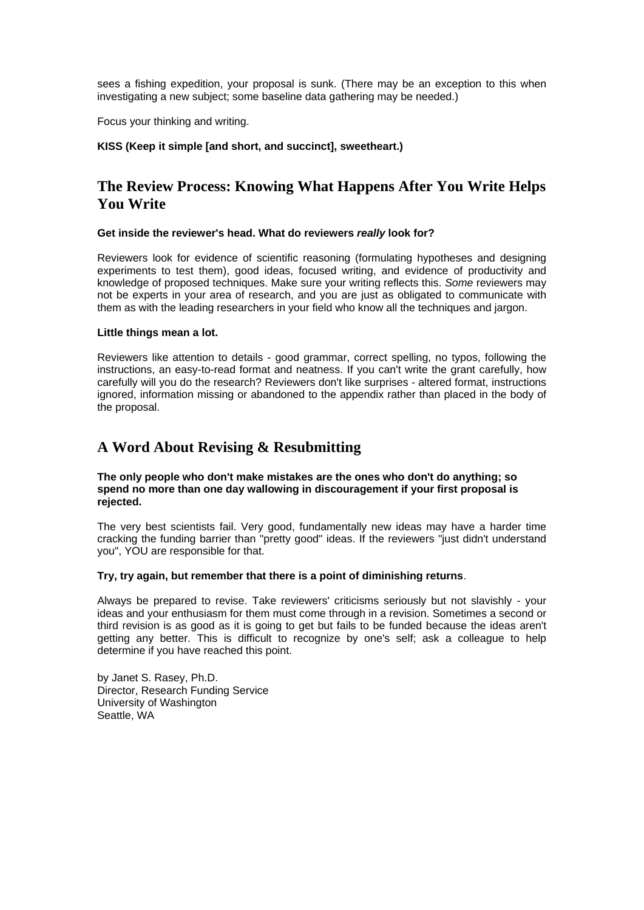sees a fishing expedition, your proposal is sunk. (There may be an exception to this when investigating a new subject; some baseline data gathering may be needed.)

Focus your thinking and writing.

**KISS (Keep it simple [and short, and succinct], sweetheart.)**

## The Review Process: Knowing What Happens After You Write Helps You Write

**Get inside the reviewer's head. What do reviewers *really* look for?**

Reviewers look for evidence of scientific reasoning (formulating hypotheses and designing experiments to test them), good ideas, focused writing, and evidence of productivity and knowledge of proposed techniques. Make sure your writing reflects this. *Some* reviewers may not be experts in your area of research, and you are just as obligated to communicate with them as with the leading researchers in your field who know all the techniques and jargon.

**Little things mean a lot.**

Reviewers like attention to details - good grammar, correct spelling, no typos, following the instructions, an easy-to-read format and neatness. If you can't write the grant carefully, how carefully will you do the research? Reviewers don't like surprises - altered format, instructions ignored, information missing or abandoned to the appendix rather than placed in the body of the proposal.

## A Word About Revising & Resubmitting

**The only people who don't make mistakes are the ones who don't do anything; so spend no more than one day wallowing in discouragement if your first proposal is rejected.**

The very best scientists fail. Very good, fundamentally new ideas may have a harder time cracking the funding barrier than "pretty good" ideas. If the reviewers "just didn't understand you", YOU are responsible for that.

**Try, try again, but remember that there is a point of diminishing returns**.

Always be prepared to revise. Take reviewers' criticisms seriously but not slavishly - your ideas and your enthusiasm for them must come through in a revision. Sometimes a second or third revision is as good as it is going to get but fails to be funded because the ideas aren't getting any better. This is difficult to recognize by one's self; ask a colleague to help determine if you have reached this point.

by Janet S. Rasey, Ph.D.
Director, Research Funding Service
University of Washington
Seattle, WA